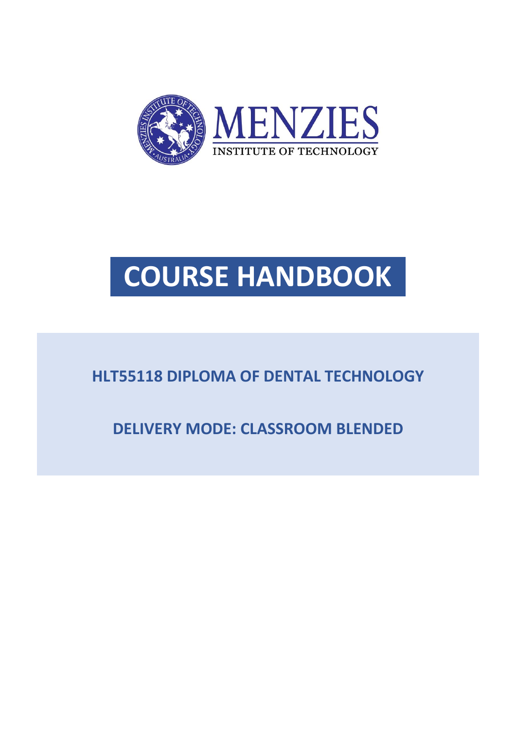MENZIES
INSTITUTE OF TECHNOLOGY

# COURSE HANDBOOK

## HLT55118 DIPLOMA OF DENTAL TECHNOLOGY

## DELIVERY MODE: CLASSROOM BLENDED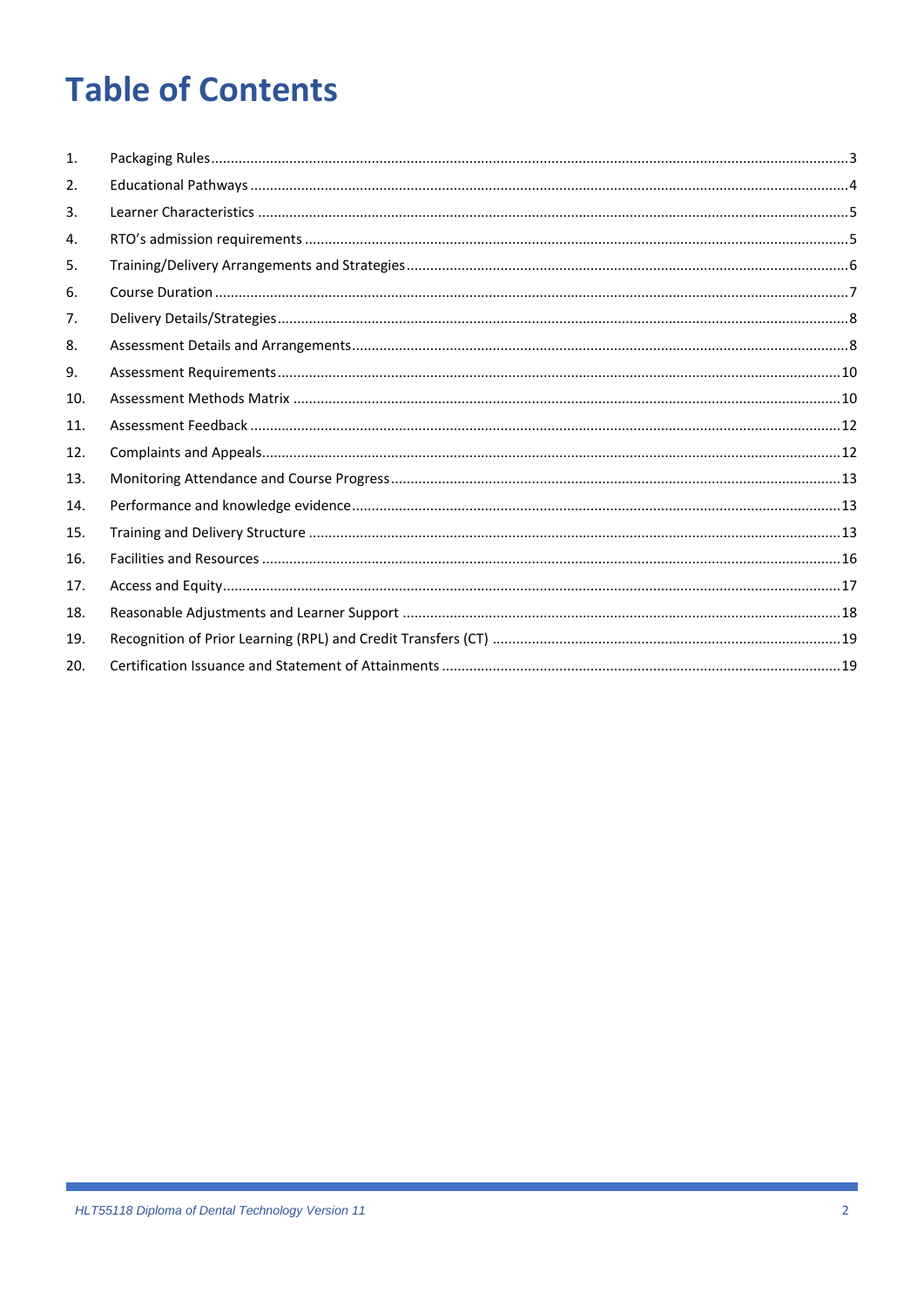# Table of Contents

1. Packaging Rules ... 3
2. Educational Pathways ... 4
3. Learner Characteristics ... 5
4. RTO's admission requirements ... 5
5. Training/Delivery Arrangements and Strategies ... 6
6. Course Duration ... 7
7. Delivery Details/Strategies ... 8
8. Assessment Details and Arrangements ... 8
9. Assessment Requirements ... 10
10. Assessment Methods Matrix ... 10
11. Assessment Feedback ... 12
12. Complaints and Appeals ... 12
13. Monitoring Attendance and Course Progress ... 13
14. Performance and knowledge evidence ... 13
15. Training and Delivery Structure ... 13
16. Facilities and Resources ... 16
17. Access and Equity ... 17
18. Reasonable Adjustments and Learner Support ... 18
19. Recognition of Prior Learning (RPL) and Credit Transfers (CT) ... 19
20. Certification Issuance and Statement of Attainments ... 19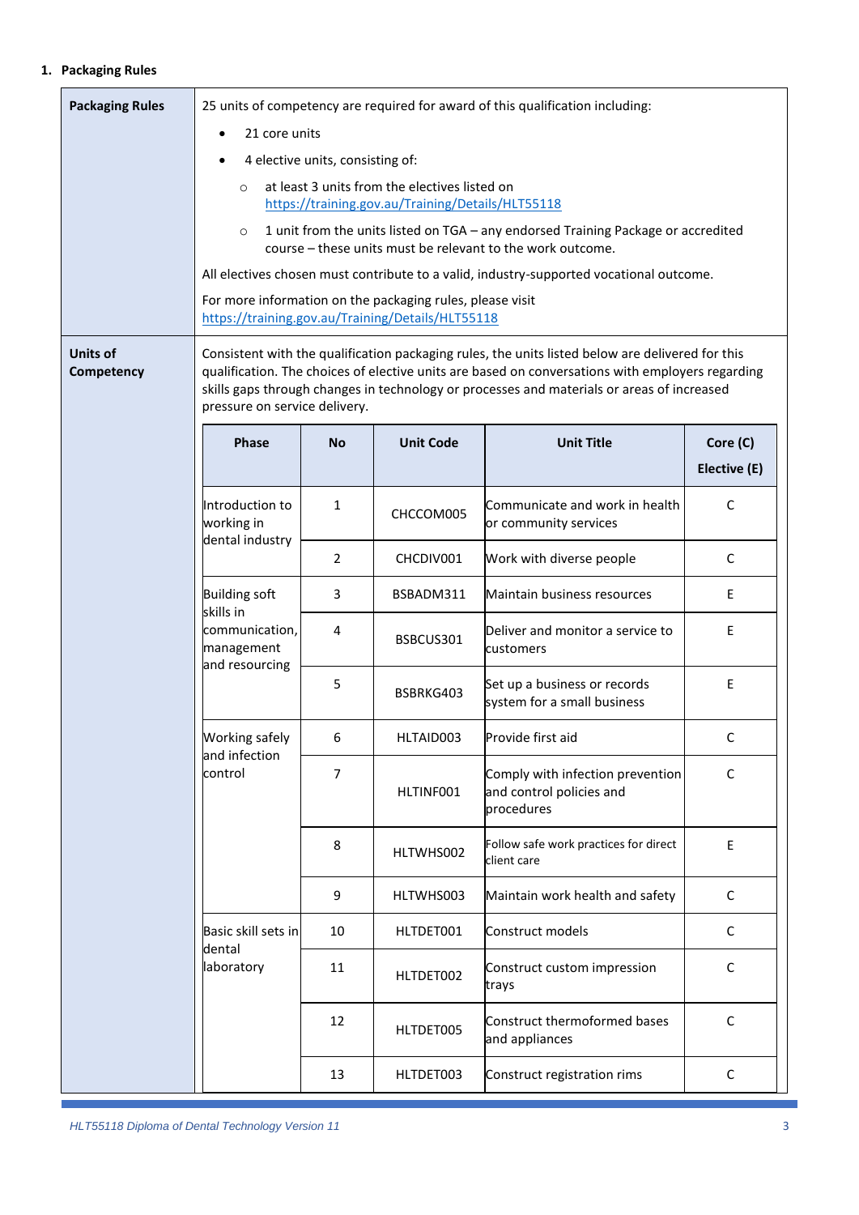## 1. Packaging Rules

| Packaging Rules | |
|---|---|
| **Packaging Rules** | 25 units of competency are required for award of this qualification including:<br>• 21 core units<br>• 4 elective units, consisting of:<br>  ○ at least 3 units from the electives listed on https://training.gov.au/Training/Details/HLT55118<br>  ○ 1 unit from the units listed on TGA – any endorsed Training Package or accredited course – these units must be relevant to the work outcome.<br>All electives chosen must contribute to a valid, industry-supported vocational outcome.<br>For more information on the packaging rules, please visit https://training.gov.au/Training/Details/HLT55118 |
| **Units of Competency** | Consistent with the qualification packaging rules, the units listed below are delivered for this qualification. The choices of elective units are based on conversations with employers regarding skills gaps through changes in technology or processes and materials or areas of increased pressure on service delivery. |

| Phase | No | Unit Code | Unit Title | Core (C) Elective (E) |
|---|---|---|---|---|
| Introduction to working in dental industry | 1 | CHCCOM005 | Communicate and work in health or community services | C |
| | 2 | CHCDIV001 | Work with diverse people | C |
| Building soft skills in communication, management and resourcing | 3 | BSBADM311 | Maintain business resources | E |
| | 4 | BSBCUS301 | Deliver and monitor a service to customers | E |
| | 5 | BSBRKG403 | Set up a business or records system for a small business | E |
| Working safely and infection control | 6 | HLTAID003 | Provide first aid | C |
| | 7 | HLTINF001 | Comply with infection prevention and control policies and procedures | C |
| | 8 | HLTWHS002 | Follow safe work practices for direct client care | E |
| | 9 | HLTWHS003 | Maintain work health and safety | C |
| Basic skill sets in dental laboratory | 10 | HLTDET001 | Construct models | C |
| | 11 | HLTDET002 | Construct custom impression trays | C |
| | 12 | HLTDET005 | Construct thermoformed bases and appliances | C |
| | 13 | HLTDET003 | Construct registration rims | C |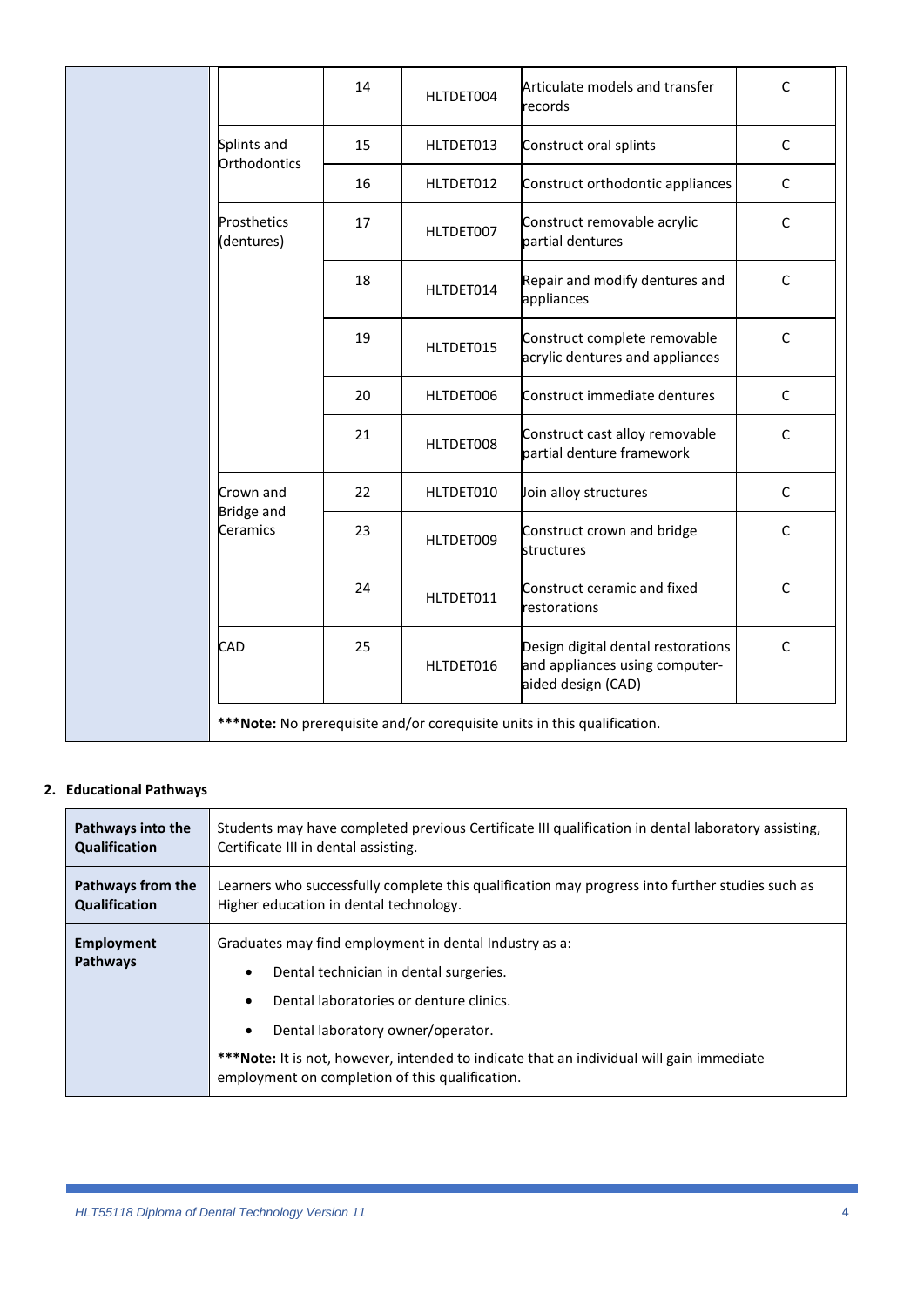| | | | | | |
|---|---|---|---|---|---|
| | | 14 | HLTDET004 | Articulate models and transfer records | C |
| | Splints and Orthodontics | 15 | HLTDET013 | Construct oral splints | C |
| | | 16 | HLTDET012 | Construct orthodontic appliances | C |
| | Prosthetics (dentures) | 17 | HLTDET007 | Construct removable acrylic partial dentures | C |
| | | 18 | HLTDET014 | Repair and modify dentures and appliances | C |
| | | 19 | HLTDET015 | Construct complete removable acrylic dentures and appliances | C |
| | | 20 | HLTDET006 | Construct immediate dentures | C |
| | | 21 | HLTDET008 | Construct cast alloy removable partial denture framework | C |
| | Crown and Bridge and Ceramics | 22 | HLTDET010 | Join alloy structures | C |
| | | 23 | HLTDET009 | Construct crown and bridge structures | C |
| | | 24 | HLTDET011 | Construct ceramic and fixed restorations | C |
| | CAD | 25 | HLTDET016 | Design digital dental restorations and appliances using computer-aided design (CAD) | C |
| | ***Note: No prerequisite and/or corequisite units in this qualification. | | | | |

## 2. Educational Pathways

| | |
|---|---|
| **Pathways into the Qualification** | Students may have completed previous Certificate III qualification in dental laboratory assisting, Certificate III in dental assisting. |
| **Pathways from the Qualification** | Learners who successfully complete this qualification may progress into further studies such as Higher education in dental technology. |
| **Employment Pathways** | Graduates may find employment in dental Industry as a:<br>• Dental technician in dental surgeries.<br>• Dental laboratories or denture clinics.<br>• Dental laboratory owner/operator.<br>***Note: It is not, however, intended to indicate that an individual will gain immediate employment on completion of this qualification. |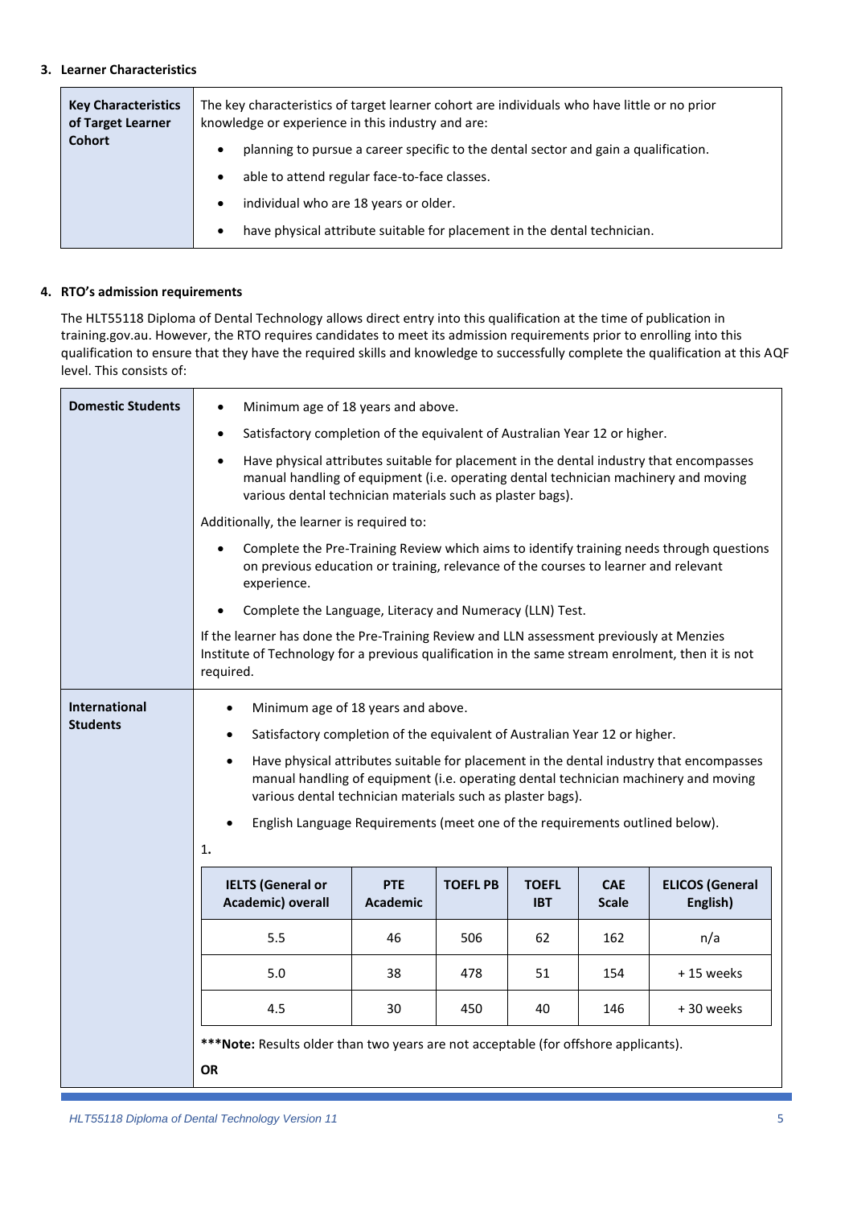### 3. Learner Characteristics

| **Key Characteristics of Target Learner Cohort** | The key characteristics of target learner cohort are individuals who have little or no prior knowledge or experience in this industry and are:<br>• planning to pursue a career specific to the dental sector and gain a qualification.<br>• able to attend regular face-to-face classes.<br>• individual who are 18 years or older.<br>• have physical attribute suitable for placement in the dental technician. |
|---|---|

### 4. RTO's admission requirements

The HLT55118 Diploma of Dental Technology allows direct entry into this qualification at the time of publication in training.gov.au. However, the RTO requires candidates to meet its admission requirements prior to enrolling into this qualification to ensure that they have the required skills and knowledge to successfully complete the qualification at this AQF level. This consists of:

| **Domestic Students** | • Minimum age of 18 years and above.<br>• Satisfactory completion of the equivalent of Australian Year 12 or higher.<br>• Have physical attributes suitable for placement in the dental industry that encompasses manual handling of equipment (i.e. operating dental technician machinery and moving various dental technician materials such as plaster bags).<br>Additionally, the learner is required to:<br>• Complete the Pre-Training Review which aims to identify training needs through questions on previous education or training, relevance of the courses to learner and relevant experience.<br>• Complete the Language, Literacy and Numeracy (LLN) Test.<br>If the learner has done the Pre-Training Review and LLN assessment previously at Menzies Institute of Technology for a previous qualification in the same stream enrolment, then it is not required. |
|---|---|
| **International Students** | • Minimum age of 18 years and above.<br>• Satisfactory completion of the equivalent of Australian Year 12 or higher.<br>• Have physical attributes suitable for placement in the dental industry that encompasses manual handling of equipment (i.e. operating dental technician machinery and moving various dental technician materials such as plaster bags).<br>• English Language Requirements (meet one of the requirements outlined below).<br>1. |

| IELTS (General or Academic) overall | PTE Academic | TOEFL PB | TOEFL IBT | CAE Scale | ELICOS (General English) |
|---|---|---|---|---|---|
| 5.5 | 46 | 506 | 62 | 162 | n/a |
| 5.0 | 38 | 478 | 51 | 154 | + 15 weeks |
| 4.5 | 30 | 450 | 40 | 146 | + 30 weeks |

***Note:** Results older than two years are not acceptable (for offshore applicants).

**OR**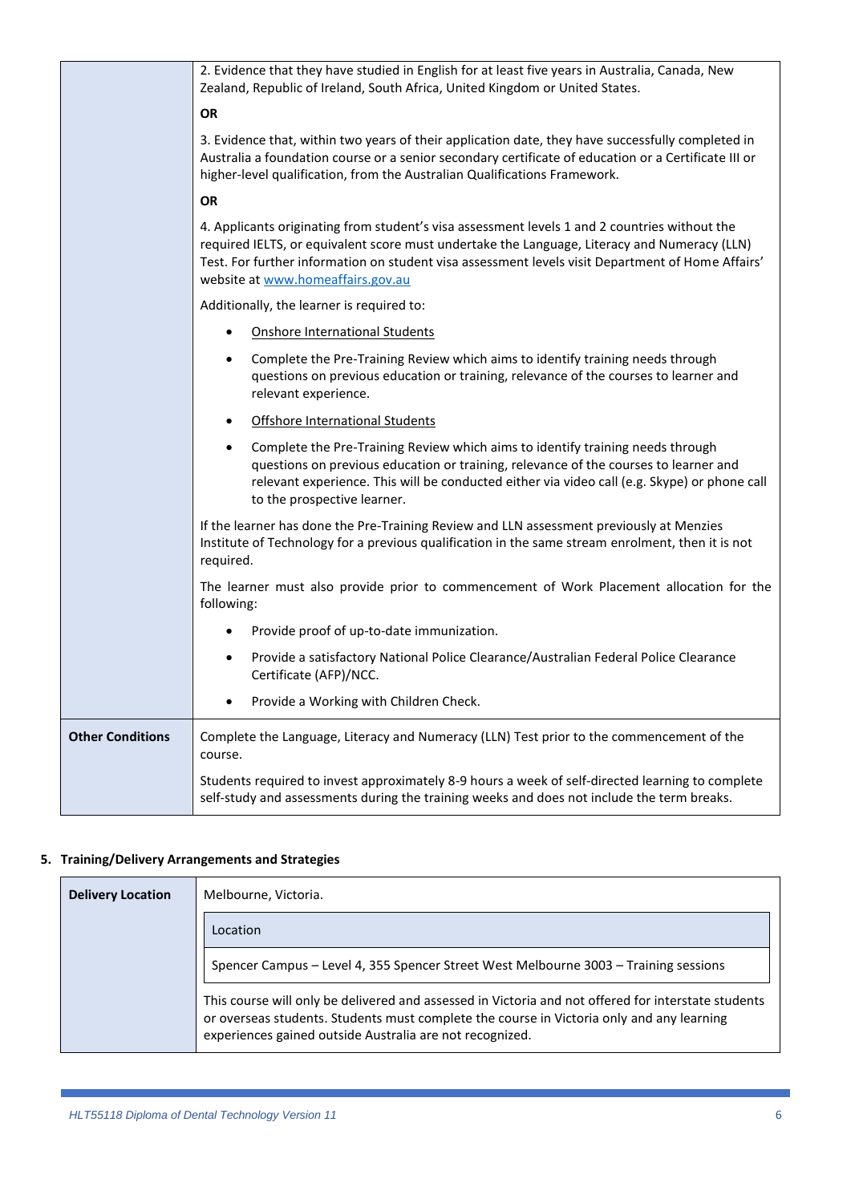| | |
|---|---|
| | 2. Evidence that they have studied in English for at least five years in Australia, Canada, New Zealand, Republic of Ireland, South Africa, United Kingdom or United States.<br><br>**OR**<br><br>3. Evidence that, within two years of their application date, they have successfully completed in Australia a foundation course or a senior secondary certificate of education or a Certificate III or higher-level qualification, from the Australian Qualifications Framework.<br><br>**OR**<br><br>4. Applicants originating from student's visa assessment levels 1 and 2 countries without the required IELTS, or equivalent score must undertake the Language, Literacy and Numeracy (LLN) Test. For further information on student visa assessment levels visit Department of Home Affairs' website at www.homeaffairs.gov.au<br><br>Additionally, the learner is required to:<br><br>• Onshore International Students<br>• Complete the Pre-Training Review which aims to identify training needs through questions on previous education or training, relevance of the courses to learner and relevant experience.<br>• Offshore International Students<br>• Complete the Pre-Training Review which aims to identify training needs through questions on previous education or training, relevance of the courses to learner and relevant experience. This will be conducted either via video call (e.g. Skype) or phone call to the prospective learner.<br><br>If the learner has done the Pre-Training Review and LLN assessment previously at Menzies Institute of Technology for a previous qualification in the same stream enrolment, then it is not required.<br><br>The learner must also provide prior to commencement of Work Placement allocation for the following:<br><br>• Provide proof of up-to-date immunization.<br>• Provide a satisfactory National Police Clearance/Australian Federal Police Clearance Certificate (AFP)/NCC.<br>• Provide a Working with Children Check. |
| **Other Conditions** | Complete the Language, Literacy and Numeracy (LLN) Test prior to the commencement of the course.<br><br>Students required to invest approximately 8-9 hours a week of self-directed learning to complete self-study and assessments during the training weeks and does not include the term breaks. |

## 5. Training/Delivery Arrangements and Strategies

| | |
|---|---|
| **Delivery Location** | Melbourne, Victoria.<br><br>**Location**<br><br>Spencer Campus – Level 4, 355 Spencer Street West Melbourne 3003 – Training sessions<br><br>This course will only be delivered and assessed in Victoria and not offered for interstate students or overseas students. Students must complete the course in Victoria only and any learning experiences gained outside Australia are not recognized. |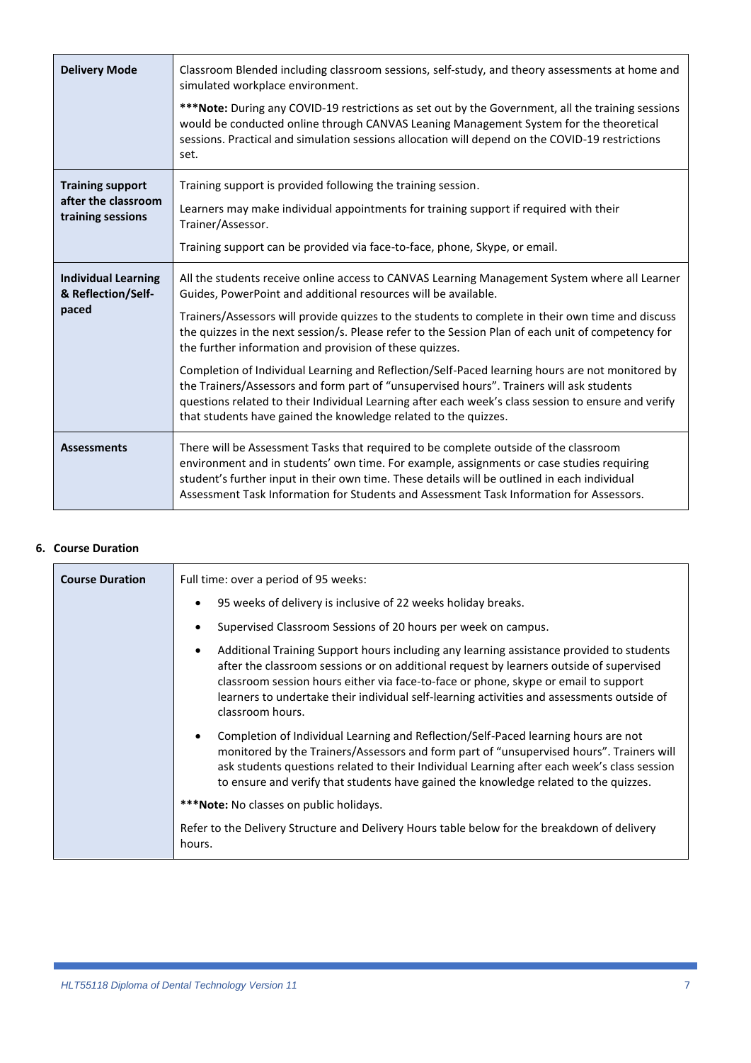| | |
|---|---|
| **Delivery Mode** | Classroom Blended including classroom sessions, self-study, and theory assessments at home and simulated workplace environment.<br><br>*****Note:** During any COVID-19 restrictions as set out by the Government, all the training sessions would be conducted online through CANVAS Leaning Management System for the theoretical sessions. Practical and simulation sessions allocation will depend on the COVID-19 restrictions set. |
| **Training support after the classroom training sessions** | Training support is provided following the training session.<br><br>Learners may make individual appointments for training support if required with their Trainer/Assessor.<br><br>Training support can be provided via face-to-face, phone, Skype, or email. |
| **Individual Learning & Reflection/Self-paced** | All the students receive online access to CANVAS Learning Management System where all Learner Guides, PowerPoint and additional resources will be available.<br><br>Trainers/Assessors will provide quizzes to the students to complete in their own time and discuss the quizzes in the next session/s. Please refer to the Session Plan of each unit of competency for the further information and provision of these quizzes.<br><br>Completion of Individual Learning and Reflection/Self-Paced learning hours are not monitored by the Trainers/Assessors and form part of "unsupervised hours". Trainers will ask students questions related to their Individual Learning after each week's class session to ensure and verify that students have gained the knowledge related to the quizzes. |
| **Assessments** | There will be Assessment Tasks that required to be complete outside of the classroom environment and in students' own time. For example, assignments or case studies requiring student's further input in their own time. These details will be outlined in each individual Assessment Task Information for Students and Assessment Task Information for Assessors. |

## 6. Course Duration

| | |
|---|---|
| **Course Duration** | Full time: over a period of 95 weeks:<br><br>• 95 weeks of delivery is inclusive of 22 weeks holiday breaks.<br>• Supervised Classroom Sessions of 20 hours per week on campus.<br>• Additional Training Support hours including any learning assistance provided to students after the classroom sessions or on additional request by learners outside of supervised classroom session hours either via face-to-face or phone, skype or email to support learners to undertake their individual self-learning activities and assessments outside of classroom hours.<br>• Completion of Individual Learning and Reflection/Self-Paced learning hours are not monitored by the Trainers/Assessors and form part of "unsupervised hours". Trainers will ask students questions related to their Individual Learning after each week's class session to ensure and verify that students have gained the knowledge related to the quizzes.<br><br>*****Note:** No classes on public holidays.<br><br>Refer to the Delivery Structure and Delivery Hours table below for the breakdown of delivery hours. |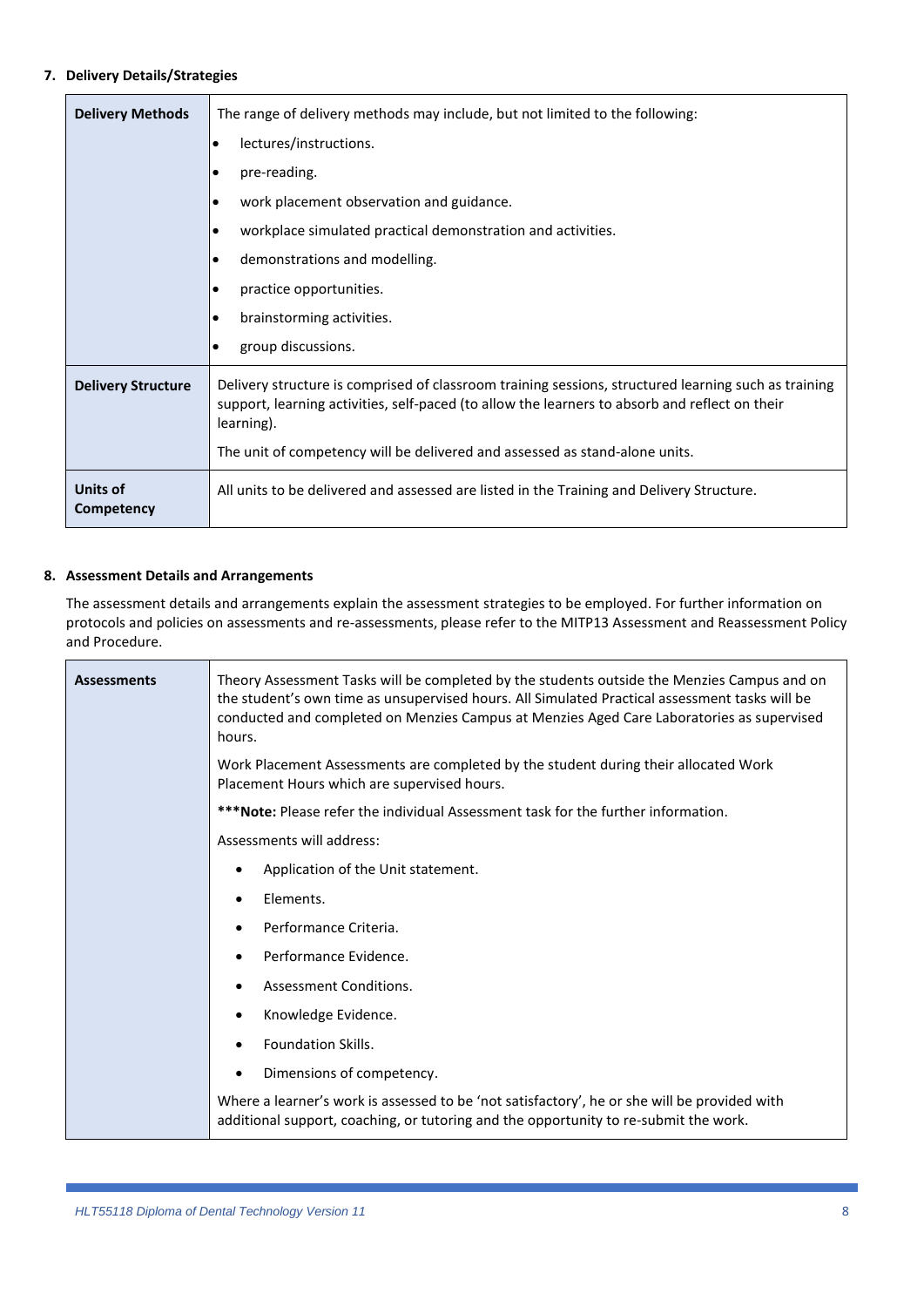## 7. Delivery Details/Strategies

| | |
|---|---|
| **Delivery Methods** | The range of delivery methods may include, but not limited to the following:<br>• lectures/instructions.<br>• pre-reading.<br>• work placement observation and guidance.<br>• workplace simulated practical demonstration and activities.<br>• demonstrations and modelling.<br>• practice opportunities.<br>• brainstorming activities.<br>• group discussions. |
| **Delivery Structure** | Delivery structure is comprised of classroom training sessions, structured learning such as training support, learning activities, self-paced (to allow the learners to absorb and reflect on their learning).<br>The unit of competency will be delivered and assessed as stand-alone units. |
| **Units of Competency** | All units to be delivered and assessed are listed in the Training and Delivery Structure. |

## 8. Assessment Details and Arrangements

The assessment details and arrangements explain the assessment strategies to be employed. For further information on protocols and policies on assessments and re-assessments, please refer to the MITP13 Assessment and Reassessment Policy and Procedure.

| | |
|---|---|
| **Assessments** | Theory Assessment Tasks will be completed by the students outside the Menzies Campus and on the student's own time as unsupervised hours. All Simulated Practical assessment tasks will be conducted and completed on Menzies Campus at Menzies Aged Care Laboratories as supervised hours.<br>Work Placement Assessments are completed by the student during their allocated Work Placement Hours which are supervised hours.<br>***__Note:__ Please refer the individual Assessment task for the further information.<br>Assessments will address:<br>• Application of the Unit statement.<br>• Elements.<br>• Performance Criteria.<br>• Performance Evidence.<br>• Assessment Conditions.<br>• Knowledge Evidence.<br>• Foundation Skills.<br>• Dimensions of competency.<br>Where a learner's work is assessed to be 'not satisfactory', he or she will be provided with additional support, coaching, or tutoring and the opportunity to re-submit the work. |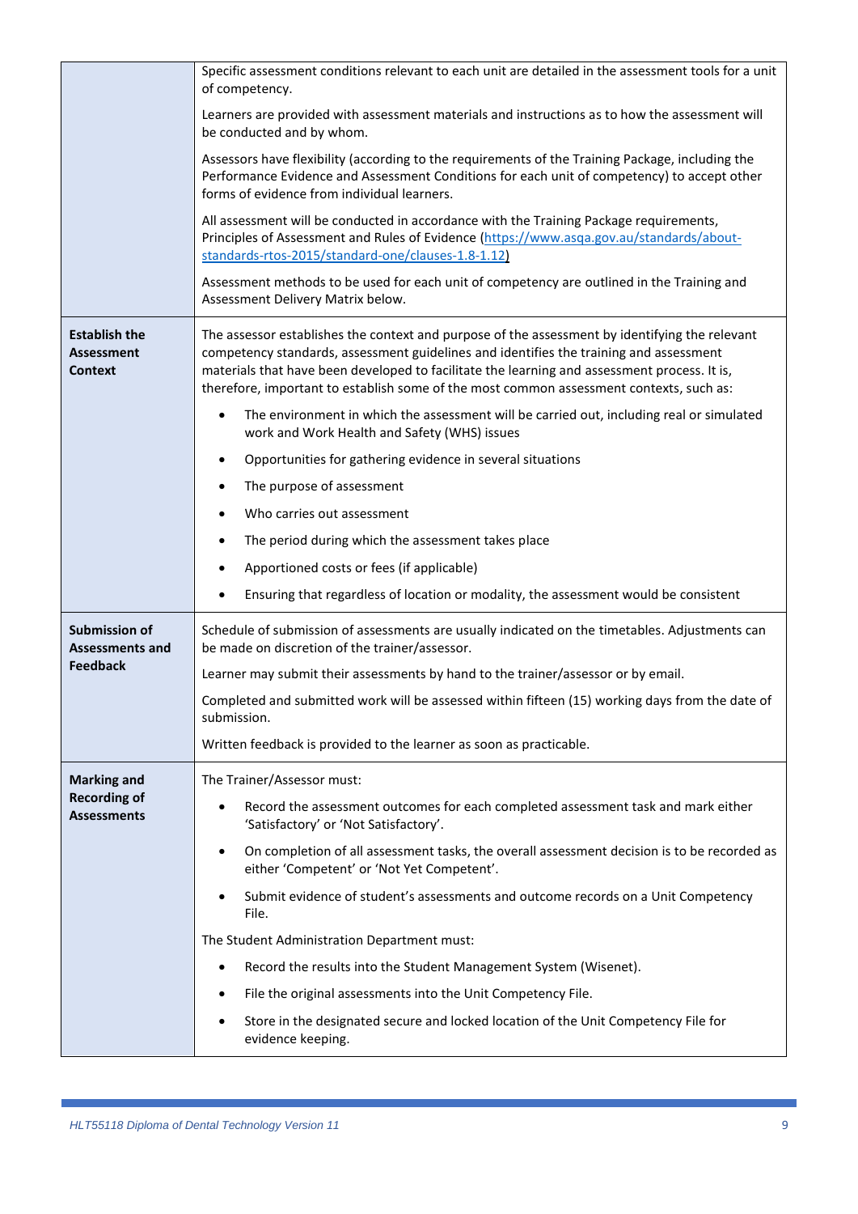| | |
|---|---|
| | Specific assessment conditions relevant to each unit are detailed in the assessment tools for a unit of competency.<br><br>Learners are provided with assessment materials and instructions as to how the assessment will be conducted and by whom.<br><br>Assessors have flexibility (according to the requirements of the Training Package, including the Performance Evidence and Assessment Conditions for each unit of competency) to accept other forms of evidence from individual learners.<br><br>All assessment will be conducted in accordance with the Training Package requirements, Principles of Assessment and Rules of Evidence (https://www.asqa.gov.au/standards/about-standards-rtos-2015/standard-one/clauses-1.8-1.12)<br><br>Assessment methods to be used for each unit of competency are outlined in the Training and Assessment Delivery Matrix below. |
| **Establish the Assessment Context** | The assessor establishes the context and purpose of the assessment by identifying the relevant competency standards, assessment guidelines and identifies the training and assessment materials that have been developed to facilitate the learning and assessment process. It is, therefore, important to establish some of the most common assessment contexts, such as:<br><br>• The environment in which the assessment will be carried out, including real or simulated work and Work Health and Safety (WHS) issues<br>• Opportunities for gathering evidence in several situations<br>• The purpose of assessment<br>• Who carries out assessment<br>• The period during which the assessment takes place<br>• Apportioned costs or fees (if applicable)<br>• Ensuring that regardless of location or modality, the assessment would be consistent |
| **Submission of Assessments and Feedback** | Schedule of submission of assessments are usually indicated on the timetables. Adjustments can be made on discretion of the trainer/assessor.<br><br>Learner may submit their assessments by hand to the trainer/assessor or by email.<br><br>Completed and submitted work will be assessed within fifteen (15) working days from the date of submission.<br><br>Written feedback is provided to the learner as soon as practicable. |
| **Marking and Recording of Assessments** | The Trainer/Assessor must:<br><br>• Record the assessment outcomes for each completed assessment task and mark either 'Satisfactory' or 'Not Satisfactory'.<br>• On completion of all assessment tasks, the overall assessment decision is to be recorded as either 'Competent' or 'Not Yet Competent'.<br>• Submit evidence of student's assessments and outcome records on a Unit Competency File.<br><br>The Student Administration Department must:<br><br>• Record the results into the Student Management System (Wisenet).<br>• File the original assessments into the Unit Competency File.<br>• Store in the designated secure and locked location of the Unit Competency File for evidence keeping. |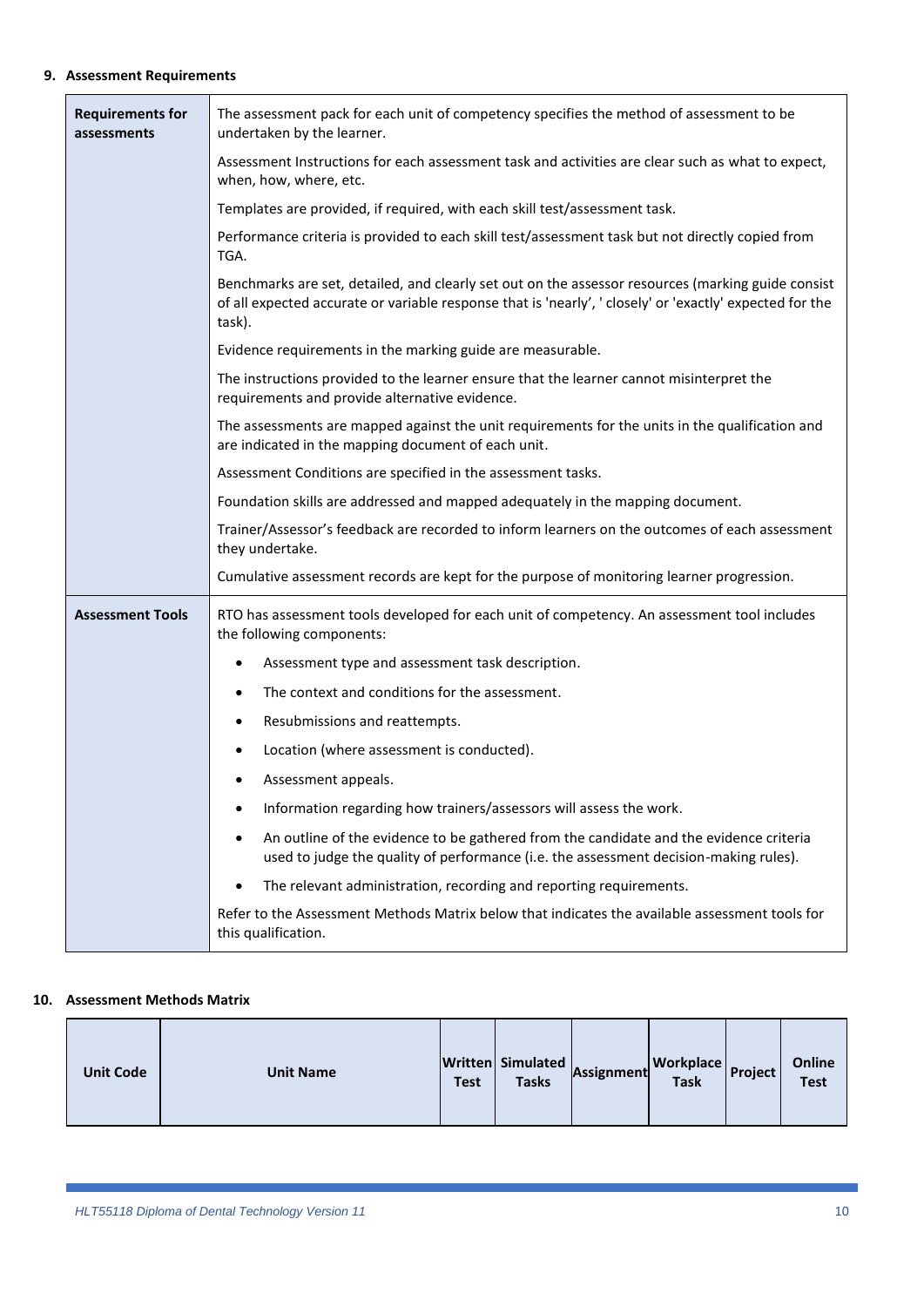### 9. Assessment Requirements

| | |
|---|---|
| **Requirements for assessments** | The assessment pack for each unit of competency specifies the method of assessment to be undertaken by the learner. |
| | Assessment Instructions for each assessment task and activities are clear such as what to expect, when, how, where, etc. |
| | Templates are provided, if required, with each skill test/assessment task. |
| | Performance criteria is provided to each skill test/assessment task but not directly copied from TGA. |
| | Benchmarks are set, detailed, and clearly set out on the assessor resources (marking guide consist of all expected accurate or variable response that is 'nearly', ' closely' or 'exactly' expected for the task). |
| | Evidence requirements in the marking guide are measurable. |
| | The instructions provided to the learner ensure that the learner cannot misinterpret the requirements and provide alternative evidence. |
| | The assessments are mapped against the unit requirements for the units in the qualification and are indicated in the mapping document of each unit. |
| | Assessment Conditions are specified in the assessment tasks. |
| | Foundation skills are addressed and mapped adequately in the mapping document. |
| | Trainer/Assessor's feedback are recorded to inform learners on the outcomes of each assessment they undertake. |
| | Cumulative assessment records are kept for the purpose of monitoring learner progression. |
| **Assessment Tools** | RTO has assessment tools developed for each unit of competency. An assessment tool includes the following components:<br>• Assessment type and assessment task description.<br>• The context and conditions for the assessment.<br>• Resubmissions and reattempts.<br>• Location (where assessment is conducted).<br>• Assessment appeals.<br>• Information regarding how trainers/assessors will assess the work.<br>• An outline of the evidence to be gathered from the candidate and the evidence criteria used to judge the quality of performance (i.e. the assessment decision-making rules).<br>• The relevant administration, recording and reporting requirements. |
| | Refer to the Assessment Methods Matrix below that indicates the available assessment tools for this qualification. |

### 10. Assessment Methods Matrix

| Unit Code | Unit Name | Written Test | Simulated Tasks | Assignment | Workplace Task | Project | Online Test |
|---|---|---|---|---|---|---|---|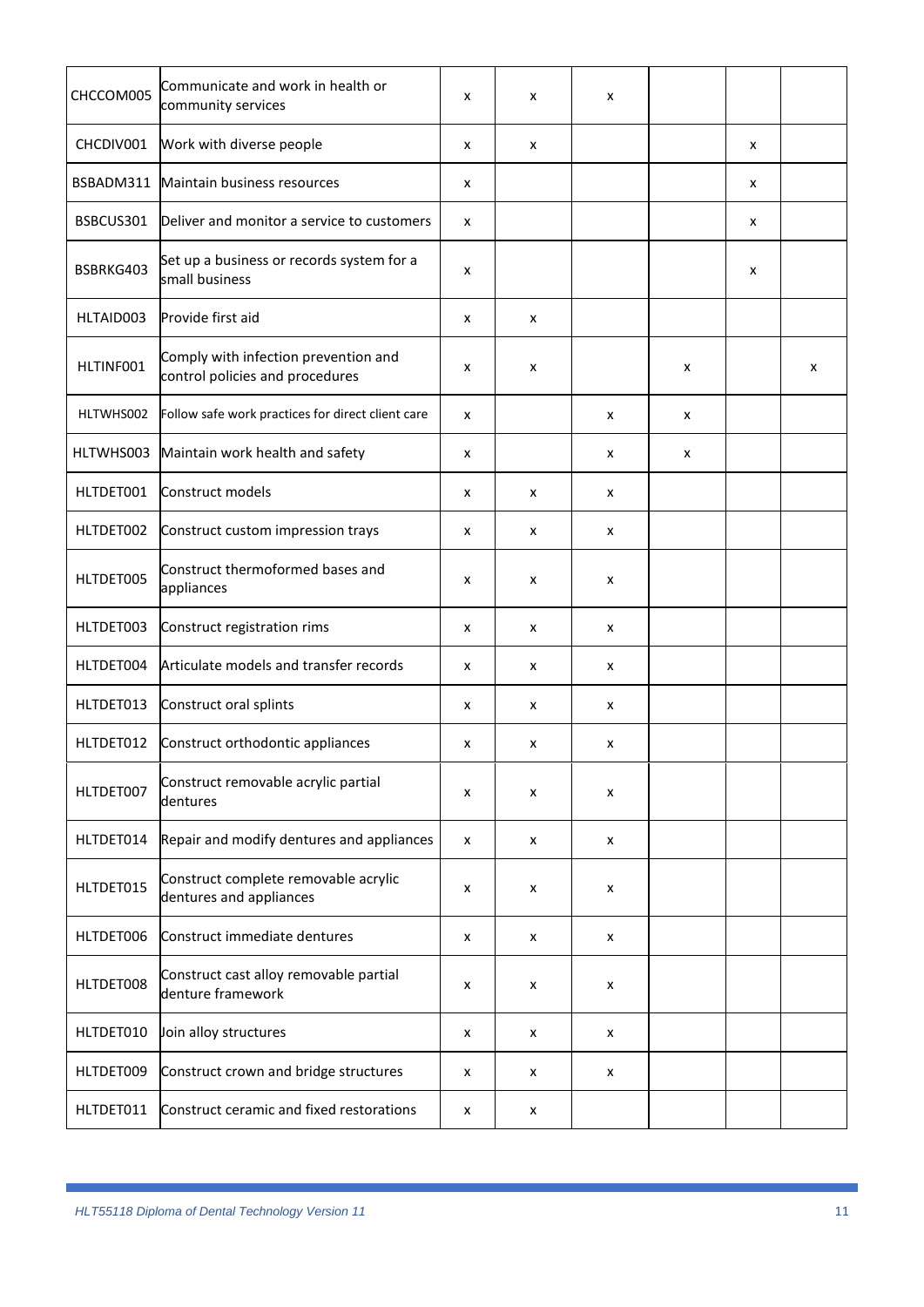| | | | | | | | |
|---|---|---|---|---|---|---|---|
| CHCCOM005 | Communicate and work in health or community services | x | x | x | | | |
| CHCDIV001 | Work with diverse people | x | x | | | x | |
| BSBADM311 | Maintain business resources | x | | | | x | |
| BSBCUS301 | Deliver and monitor a service to customers | x | | | | x | |
| BSBRKG403 | Set up a business or records system for a small business | x | | | | x | |
| HLTAID003 | Provide first aid | x | x | | | | |
| HLTINF001 | Comply with infection prevention and control policies and procedures | x | x | | x | | x |
| HLTWHS002 | Follow safe work practices for direct client care | x | | x | x | | |
| HLTWHS003 | Maintain work health and safety | x | | x | x | | |
| HLTDET001 | Construct models | x | x | x | | | |
| HLTDET002 | Construct custom impression trays | x | x | x | | | |
| HLTDET005 | Construct thermoformed bases and appliances | x | x | x | | | |
| HLTDET003 | Construct registration rims | x | x | x | | | |
| HLTDET004 | Articulate models and transfer records | x | x | x | | | |
| HLTDET013 | Construct oral splints | x | x | x | | | |
| HLTDET012 | Construct orthodontic appliances | x | x | x | | | |
| HLTDET007 | Construct removable acrylic partial dentures | x | x | x | | | |
| HLTDET014 | Repair and modify dentures and appliances | x | x | x | | | |
| HLTDET015 | Construct complete removable acrylic dentures and appliances | x | x | x | | | |
| HLTDET006 | Construct immediate dentures | x | x | x | | | |
| HLTDET008 | Construct cast alloy removable partial denture framework | x | x | x | | | |
| HLTDET010 | Join alloy structures | x | x | x | | | |
| HLTDET009 | Construct crown and bridge structures | x | x | x | | | |
| HLTDET011 | Construct ceramic and fixed restorations | x | x | | | | |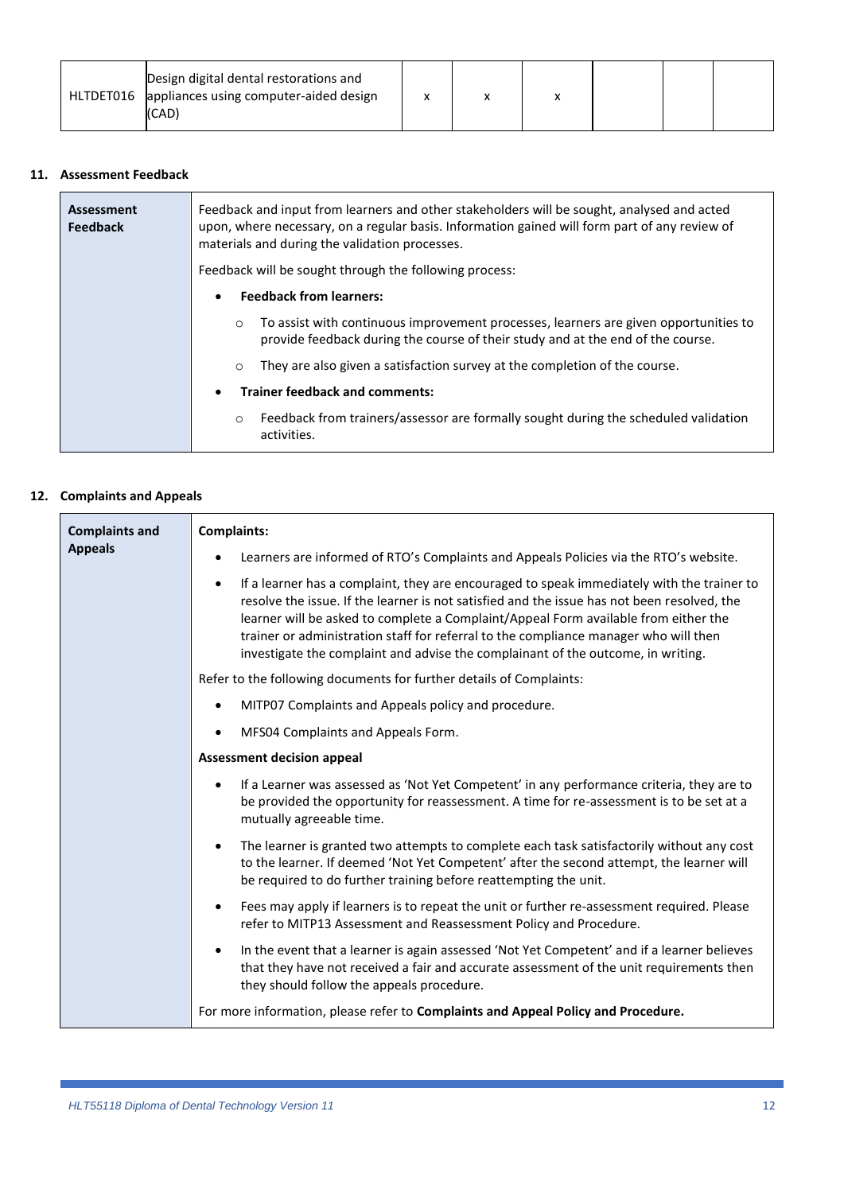| HLTDET016 | Design digital dental restorations and appliances using computer-aided design (CAD) | x | x | x | | | |
|---|---|---|---|---|---|---|---|

## 11. Assessment Feedback

| **Assessment Feedback** | Feedback and input from learners and other stakeholders will be sought, analysed and acted upon, where necessary, on a regular basis. Information gained will form part of any review of materials and during the validation processes.<br><br>Feedback will be sought through the following process:<br><br>• **Feedback from learners:**<br>  ○ To assist with continuous improvement processes, learners are given opportunities to provide feedback during the course of their study and at the end of the course.<br>  ○ They are also given a satisfaction survey at the completion of the course.<br><br>• **Trainer feedback and comments:**<br>  ○ Feedback from trainers/assessor are formally sought during the scheduled validation activities. |
|---|---|

## 12. Complaints and Appeals

| **Complaints and Appeals** | **Complaints:**<br><br>• Learners are informed of RTO's Complaints and Appeals Policies via the RTO's website.<br>• If a learner has a complaint, they are encouraged to speak immediately with the trainer to resolve the issue. If the learner is not satisfied and the issue has not been resolved, the learner will be asked to complete a Complaint/Appeal Form available from either the trainer or administration staff for referral to the compliance manager who will then investigate the complaint and advise the complainant of the outcome, in writing.<br><br>Refer to the following documents for further details of Complaints:<br><br>• MITP07 Complaints and Appeals policy and procedure.<br>• MFS04 Complaints and Appeals Form.<br><br>**Assessment decision appeal**<br><br>• If a Learner was assessed as 'Not Yet Competent' in any performance criteria, they are to be provided the opportunity for reassessment. A time for re-assessment is to be set at a mutually agreeable time.<br>• The learner is granted two attempts to complete each task satisfactorily without any cost to the learner. If deemed 'Not Yet Competent' after the second attempt, the learner will be required to do further training before reattempting the unit.<br>• Fees may apply if learners is to repeat the unit or further re-assessment required. Please refer to MITP13 Assessment and Reassessment Policy and Procedure.<br>• In the event that a learner is again assessed 'Not Yet Competent' and if a learner believes that they have not received a fair and accurate assessment of the unit requirements then they should follow the appeals procedure.<br><br>For more information, please refer to **Complaints and Appeal Policy and Procedure.** |
|---|---|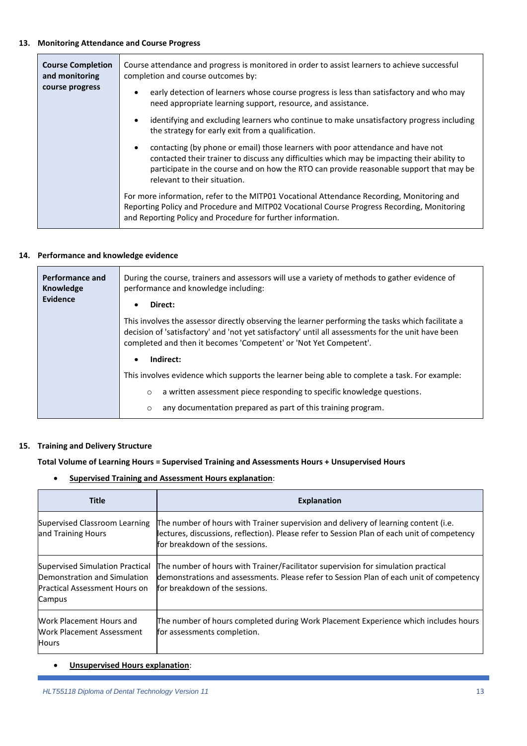## 13. Monitoring Attendance and Course Progress

| **Course Completion and monitoring course progress** | Course attendance and progress is monitored in order to assist learners to achieve successful completion and course outcomes by:<br>• early detection of learners whose course progress is less than satisfactory and who may need appropriate learning support, resource, and assistance.<br>• identifying and excluding learners who continue to make unsatisfactory progress including the strategy for early exit from a qualification.<br>• contacting (by phone or email) those learners with poor attendance and have not contacted their trainer to discuss any difficulties which may be impacting their ability to participate in the course and on how the RTO can provide reasonable support that may be relevant to their situation.<br>For more information, refer to the MITP01 Vocational Attendance Recording, Monitoring and Reporting Policy and Procedure and MITP02 Vocational Course Progress Recording, Monitoring and Reporting Policy and Procedure for further information. |
|---|---|

## 14. Performance and knowledge evidence

| **Performance and Knowledge Evidence** | During the course, trainers and assessors will use a variety of methods to gather evidence of performance and knowledge including:<br>• **Direct:**<br>This involves the assessor directly observing the learner performing the tasks which facilitate a decision of 'satisfactory' and 'not yet satisfactory' until all assessments for the unit have been completed and then it becomes 'Competent' or 'Not Yet Competent'.<br>• **Indirect:**<br>This involves evidence which supports the learner being able to complete a task. For example:<br>○ a written assessment piece responding to specific knowledge questions.<br>○ any documentation prepared as part of this training program. |
|---|---|

## 15. Training and Delivery Structure

**Total Volume of Learning Hours = Supervised Training and Assessments Hours + Unsupervised Hours**

- **Supervised Training and Assessment Hours explanation**:

| Title | Explanation |
|---|---|
| Supervised Classroom Learning and Training Hours | The number of hours with Trainer supervision and delivery of learning content (i.e. lectures, discussions, reflection). Please refer to Session Plan of each unit of competency for breakdown of the sessions. |
| Supervised Simulation Practical Demonstration and Simulation Practical Assessment Hours on Campus | The number of hours with Trainer/Facilitator supervision for simulation practical demonstrations and assessments. Please refer to Session Plan of each unit of competency for breakdown of the sessions. |
| Work Placement Hours and Work Placement Assessment Hours | The number of hours completed during Work Placement Experience which includes hours for assessments completion. |

- **Unsupervised Hours explanation**: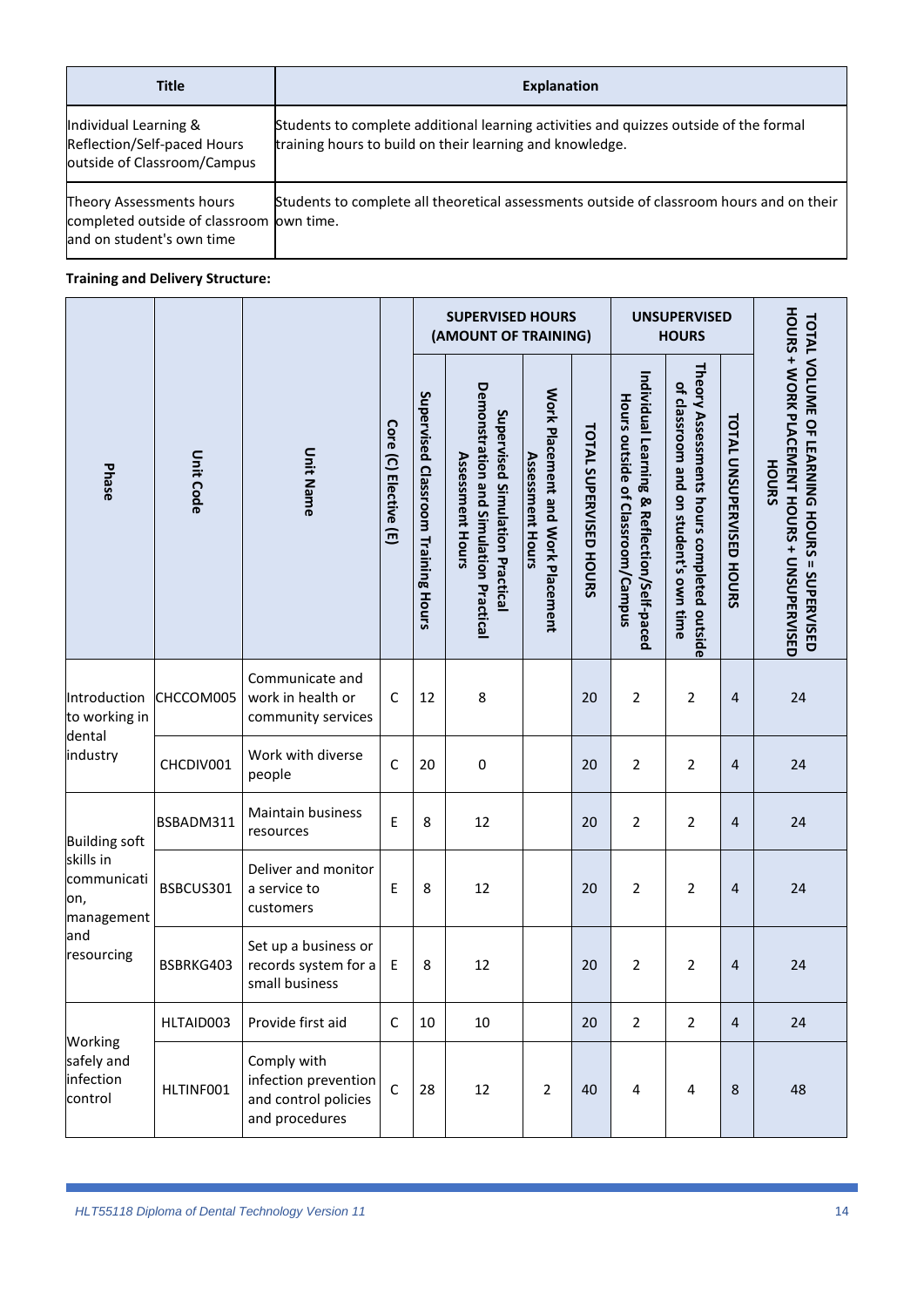| Title | Explanation |
|---|---|
| Individual Learning & Reflection/Self-paced Hours outside of Classroom/Campus | Students to complete additional learning activities and quizzes outside of the formal training hours to build on their learning and knowledge. |
| Theory Assessments hours completed outside of classroom and on student's own time | Students to complete all theoretical assessments outside of classroom hours and on their own time. |

**Training and Delivery Structure:**

| Phase | Unit Code | Unit Name | Core (C) Elective (E) | SUPERVISED HOURS (AMOUNT OF TRAINING) | | | | UNSUPERVISED HOURS | | | TOTAL VOLUME OF LEARNING HOURS = SUPERVISED HOURS + WORK PLACEMENT HOURS + UNSUPERVISED HOURS |
|---|---|---|---|---|---|---|---|---|---|---|---|
| | | | | Supervised Classroom Training Hours | Supervised Simulation Practical Demonstration and Simulation Practical Assessment Hours | Work Placement and Work Placement Assessment Hours | TOTAL SUPERVISED HOURS | Individual Learning & Reflection/Self-paced Hours outside of Classroom/Campus | Theory Assessments hours completed outside of classroom and on student's own time | TOTAL UNSUPERVISED HOURS | |
| Introduction to working in dental industry | CHCCOM005 | Communicate and work in health or community services | C | 12 | 8 | | 20 | 2 | 2 | 4 | 24 |
| | CHCDIV001 | Work with diverse people | C | 20 | 0 | | 20 | 2 | 2 | 4 | 24 |
| Building soft skills in communication, management and resourcing | BSBADM311 | Maintain business resources | E | 8 | 12 | | 20 | 2 | 2 | 4 | 24 |
| | BSBCUS301 | Deliver and monitor a service to customers | E | 8 | 12 | | 20 | 2 | 2 | 4 | 24 |
| | BSBRKG403 | Set up a business or records system for a small business | E | 8 | 12 | | 20 | 2 | 2 | 4 | 24 |
| Working safely and infection control | HLTAID003 | Provide first aid | C | 10 | 10 | | 20 | 2 | 2 | 4 | 24 |
| | HLTINF001 | Comply with infection prevention and control policies and procedures | C | 28 | 12 | 2 | 40 | 4 | 4 | 8 | 48 |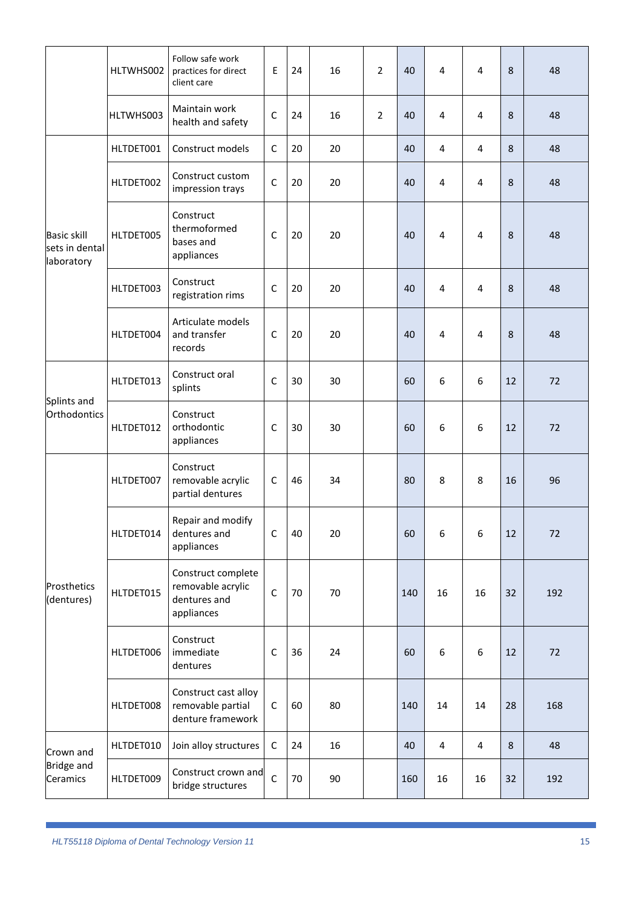| | | | | | | | | | | | |
|---|---|---|---|---|---|---|---|---|---|---|---|
| | HLTWHS002 | Follow safe work practices for direct client care | E | 24 | 16 | 2 | 40 | 4 | 4 | 8 | 48 |
| | HLTWHS003 | Maintain work health and safety | C | 24 | 16 | 2 | 40 | 4 | 4 | 8 | 48 |
| Basic skill sets in dental laboratory | HLTDET001 | Construct models | C | 20 | 20 | | 40 | 4 | 4 | 8 | 48 |
| | HLTDET002 | Construct custom impression trays | C | 20 | 20 | | 40 | 4 | 4 | 8 | 48 |
| | HLTDET005 | Construct thermoformed bases and appliances | C | 20 | 20 | | 40 | 4 | 4 | 8 | 48 |
| | HLTDET003 | Construct registration rims | C | 20 | 20 | | 40 | 4 | 4 | 8 | 48 |
| | HLTDET004 | Articulate models and transfer records | C | 20 | 20 | | 40 | 4 | 4 | 8 | 48 |
| Splints and Orthodontics | HLTDET013 | Construct oral splints | C | 30 | 30 | | 60 | 6 | 6 | 12 | 72 |
| | HLTDET012 | Construct orthodontic appliances | C | 30 | 30 | | 60 | 6 | 6 | 12 | 72 |
| Prosthetics (dentures) | HLTDET007 | Construct removable acrylic partial dentures | C | 46 | 34 | | 80 | 8 | 8 | 16 | 96 |
| | HLTDET014 | Repair and modify dentures and appliances | C | 40 | 20 | | 60 | 6 | 6 | 12 | 72 |
| | HLTDET015 | Construct complete removable acrylic dentures and appliances | C | 70 | 70 | | 140 | 16 | 16 | 32 | 192 |
| | HLTDET006 | Construct immediate dentures | C | 36 | 24 | | 60 | 6 | 6 | 12 | 72 |
| | HLTDET008 | Construct cast alloy removable partial denture framework | C | 60 | 80 | | 140 | 14 | 14 | 28 | 168 |
| Crown and Bridge and Ceramics | HLTDET010 | Join alloy structures | C | 24 | 16 | | 40 | 4 | 4 | 8 | 48 |
| | HLTDET009 | Construct crown and bridge structures | C | 70 | 90 | | 160 | 16 | 16 | 32 | 192 |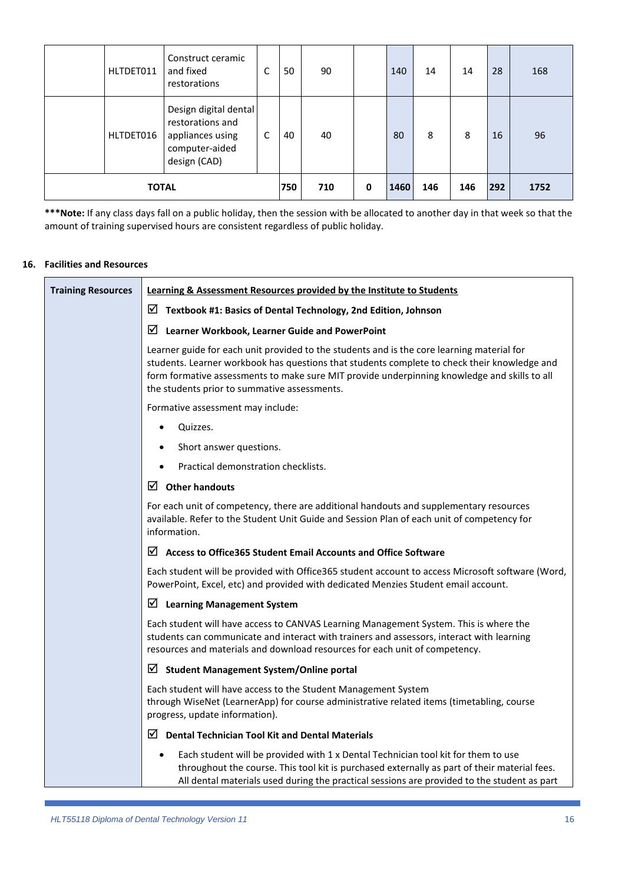|  | HLTDET011 | Construct ceramic and fixed restorations | C | 50 | 90 |  | 140 | 14 | 14 | 28 | 168 |
|---|---|---|---|---|---|---|---|---|---|---|---|
|  | HLTDET016 | Design digital dental restorations and appliances using computer-aided design (CAD) | C | 40 | 40 |  | 80 | 8 | 8 | 16 | 96 |
| **TOTAL** |  |  |  | **750** | **710** | **0** | **1460** | **146** | **146** | **292** | **1752** |

***__Note:__** If any class days fall on a public holiday, then the session with be allocated to another day in that week so that the amount of training supervised hours are consistent regardless of public holiday.

## 16. Facilities and Resources

| **Training Resources** | <u>**Learning & Assessment Resources provided by the Institute to Students**</u> |
|---|---|
|  | ☑ **Textbook #1: Basics of Dental Technology, 2nd Edition, Johnson** |
|  | ☑ **Learner Workbook, Learner Guide and PowerPoint** |
|  | Learner guide for each unit provided to the students and is the core learning material for students. Learner workbook has questions that students complete to check their knowledge and form formative assessments to make sure MIT provide underpinning knowledge and skills to all the students prior to summative assessments. |
|  | Formative assessment may include:<br>• Quizzes.<br>• Short answer questions.<br>• Practical demonstration checklists. |
|  | ☑ **Other handouts** |
|  | For each unit of competency, there are additional handouts and supplementary resources available. Refer to the Student Unit Guide and Session Plan of each unit of competency for information. |
|  | ☑ **Access to Office365 Student Email Accounts and Office Software** |
|  | Each student will be provided with Office365 student account to access Microsoft software (Word, PowerPoint, Excel, etc) and provided with dedicated Menzies Student email account. |
|  | ☑ **Learning Management System** |
|  | Each student will have access to CANVAS Learning Management System. This is where the students can communicate and interact with trainers and assessors, interact with learning resources and materials and download resources for each unit of competency. |
|  | ☑ **Student Management System/Online portal** |
|  | Each student will have access to the Student Management System through WiseNet (LearnerApp) for course administrative related items (timetabling, course progress, update information). |
|  | ☑ **Dental Technician Tool Kit and Dental Materials** |
|  | • Each student will be provided with 1 x Dental Technician tool kit for them to use throughout the course. This tool kit is purchased externally as part of their material fees. All dental materials used during the practical sessions are provided to the student as part |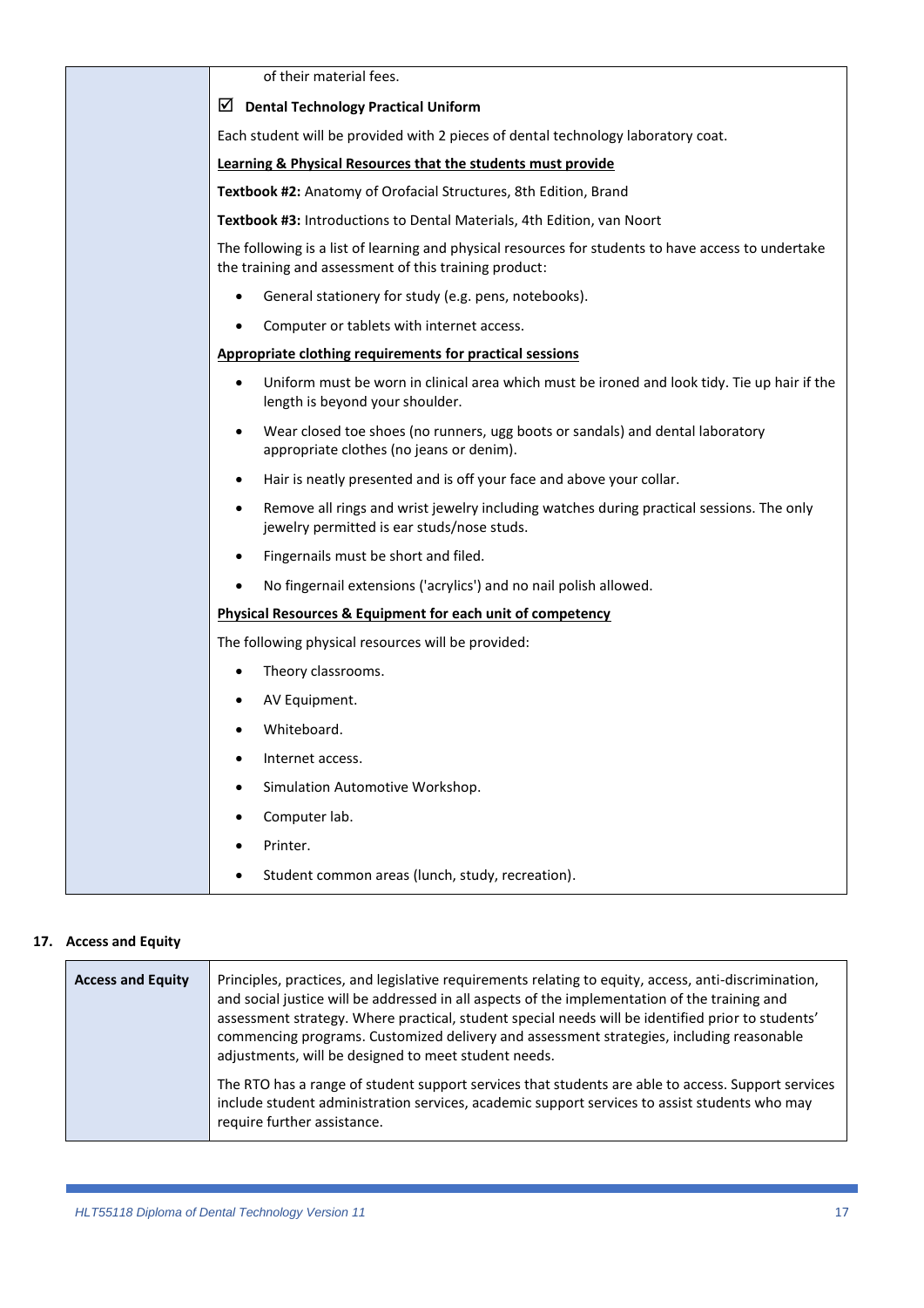| | |
|---|---|
| | of their material fees.<br><br>☑ **Dental Technology Practical Uniform**<br><br>Each student will be provided with 2 pieces of dental technology laboratory coat.<br><br>**Learning & Physical Resources that the students must provide**<br><br>**Textbook #2:** Anatomy of Orofacial Structures, 8th Edition, Brand<br><br>**Textbook #3:** Introductions to Dental Materials, 4th Edition, van Noort<br><br>The following is a list of learning and physical resources for students to have access to undertake the training and assessment of this training product:<br><br>• General stationery for study (e.g. pens, notebooks).<br>• Computer or tablets with internet access.<br><br>**Appropriate clothing requirements for practical sessions**<br><br>• Uniform must be worn in clinical area which must be ironed and look tidy. Tie up hair if the length is beyond your shoulder.<br>• Wear closed toe shoes (no runners, ugg boots or sandals) and dental laboratory appropriate clothes (no jeans or denim).<br>• Hair is neatly presented and is off your face and above your collar.<br>• Remove all rings and wrist jewelry including watches during practical sessions. The only jewelry permitted is ear studs/nose studs.<br>• Fingernails must be short and filed.<br>• No fingernail extensions ('acrylics') and no nail polish allowed.<br><br>**Physical Resources & Equipment for each unit of competency**<br><br>The following physical resources will be provided:<br><br>• Theory classrooms.<br>• AV Equipment.<br>• Whiteboard.<br>• Internet access.<br>• Simulation Automotive Workshop.<br>• Computer lab.<br>• Printer.<br>• Student common areas (lunch, study, recreation). |

## 17. Access and Equity

| | |
|---|---|
| **Access and Equity** | Principles, practices, and legislative requirements relating to equity, access, anti-discrimination, and social justice will be addressed in all aspects of the implementation of the training and assessment strategy. Where practical, student special needs will be identified prior to students' commencing programs. Customized delivery and assessment strategies, including reasonable adjustments, will be designed to meet student needs.<br><br>The RTO has a range of student support services that students are able to access. Support services include student administration services, academic support services to assist students who may require further assistance. |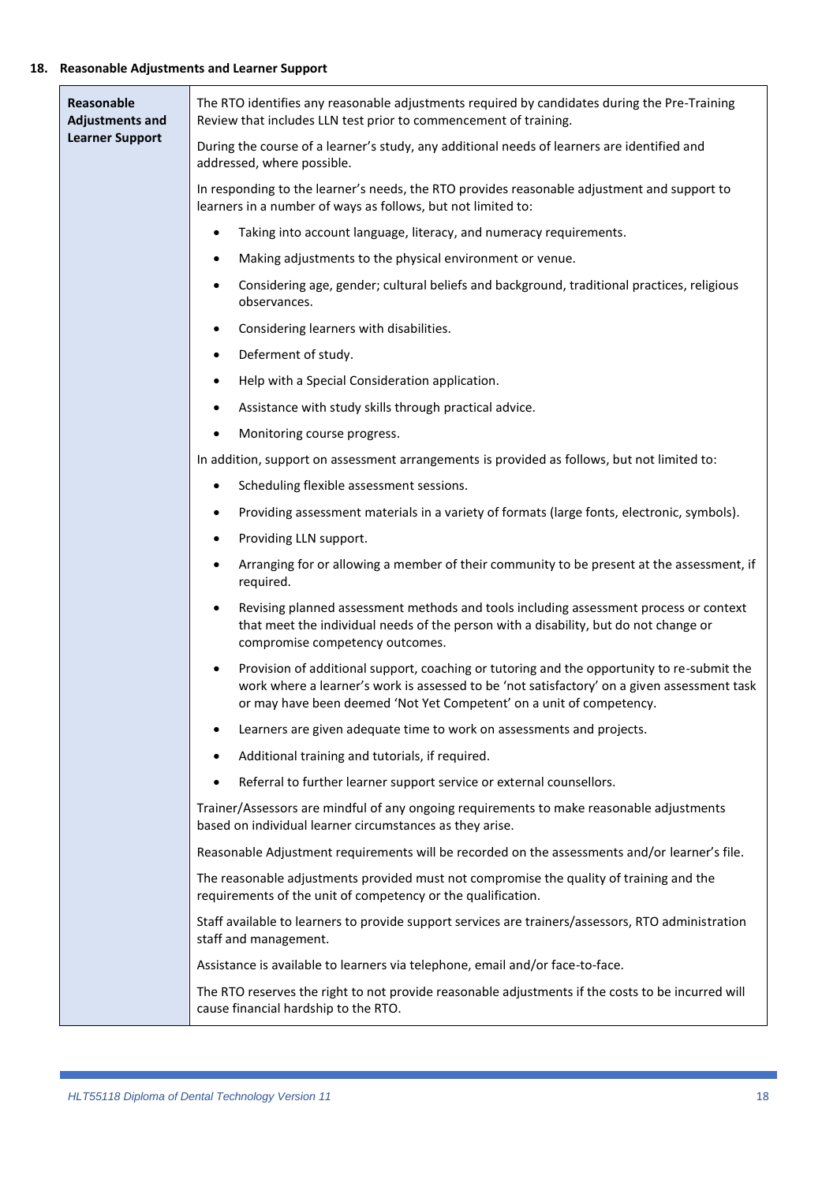**18. Reasonable Adjustments and Learner Support**

| Reasonable Adjustments and Learner Support | The RTO identifies any reasonable adjustments required by candidates during the Pre-Training Review that includes LLN test prior to commencement of training.<br><br>During the course of a learner's study, any additional needs of learners are identified and addressed, where possible.<br><br>In responding to the learner's needs, the RTO provides reasonable adjustment and support to learners in a number of ways as follows, but not limited to:<br><br>• Taking into account language, literacy, and numeracy requirements.<br>• Making adjustments to the physical environment or venue.<br>• Considering age, gender; cultural beliefs and background, traditional practices, religious observances.<br>• Considering learners with disabilities.<br>• Deferment of study.<br>• Help with a Special Consideration application.<br>• Assistance with study skills through practical advice.<br>• Monitoring course progress.<br><br>In addition, support on assessment arrangements is provided as follows, but not limited to:<br><br>• Scheduling flexible assessment sessions.<br>• Providing assessment materials in a variety of formats (large fonts, electronic, symbols).<br>• Providing LLN support.<br>• Arranging for or allowing a member of their community to be present at the assessment, if required.<br>• Revising planned assessment methods and tools including assessment process or context that meet the individual needs of the person with a disability, but do not change or compromise competency outcomes.<br>• Provision of additional support, coaching or tutoring and the opportunity to re-submit the work where a learner's work is assessed to be 'not satisfactory' on a given assessment task or may have been deemed 'Not Yet Competent' on a unit of competency.<br>• Learners are given adequate time to work on assessments and projects.<br>• Additional training and tutorials, if required.<br>• Referral to further learner support service or external counsellors.<br><br>Trainer/Assessors are mindful of any ongoing requirements to make reasonable adjustments based on individual learner circumstances as they arise.<br><br>Reasonable Adjustment requirements will be recorded on the assessments and/or learner's file.<br><br>The reasonable adjustments provided must not compromise the quality of training and the requirements of the unit of competency or the qualification.<br><br>Staff available to learners to provide support services are trainers/assessors, RTO administration staff and management.<br><br>Assistance is available to learners via telephone, email and/or face-to-face.<br><br>The RTO reserves the right to not provide reasonable adjustments if the costs to be incurred will cause financial hardship to the RTO. |
|---|---|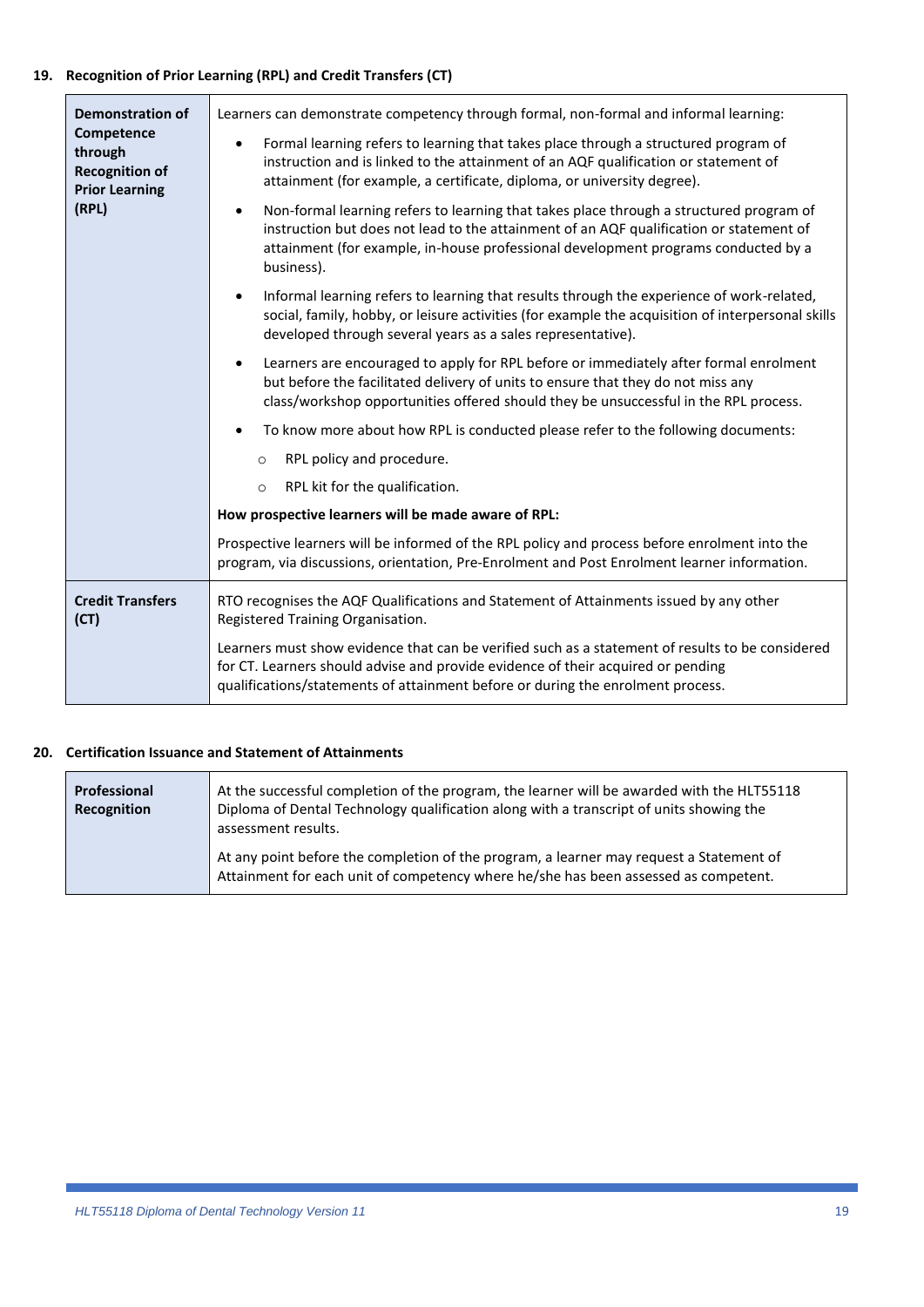## 19. Recognition of Prior Learning (RPL) and Credit Transfers (CT)

| | |
|---|---|
| **Demonstration of Competence through Recognition of Prior Learning (RPL)** | Learners can demonstrate competency through formal, non-formal and informal learning:<br>• Formal learning refers to learning that takes place through a structured program of instruction and is linked to the attainment of an AQF qualification or statement of attainment (for example, a certificate, diploma, or university degree).<br>• Non-formal learning refers to learning that takes place through a structured program of instruction but does not lead to the attainment of an AQF qualification or statement of attainment (for example, in-house professional development programs conducted by a business).<br>• Informal learning refers to learning that results through the experience of work-related, social, family, hobby, or leisure activities (for example the acquisition of interpersonal skills developed through several years as a sales representative).<br>• Learners are encouraged to apply for RPL before or immediately after formal enrolment but before the facilitated delivery of units to ensure that they do not miss any class/workshop opportunities offered should they be unsuccessful in the RPL process.<br>• To know more about how RPL is conducted please refer to the following documents:<br>  ○ RPL policy and procedure.<br>  ○ RPL kit for the qualification.<br>**How prospective learners will be made aware of RPL:**<br>Prospective learners will be informed of the RPL policy and process before enrolment into the program, via discussions, orientation, Pre-Enrolment and Post Enrolment learner information. |
| **Credit Transfers (CT)** | RTO recognises the AQF Qualifications and Statement of Attainments issued by any other Registered Training Organisation.<br>Learners must show evidence that can be verified such as a statement of results to be considered for CT. Learners should advise and provide evidence of their acquired or pending qualifications/statements of attainment before or during the enrolment process. |

## 20. Certification Issuance and Statement of Attainments

| | |
|---|---|
| **Professional Recognition** | At the successful completion of the program, the learner will be awarded with the HLT55118 Diploma of Dental Technology qualification along with a transcript of units showing the assessment results.<br>At any point before the completion of the program, a learner may request a Statement of Attainment for each unit of competency where he/she has been assessed as competent. |